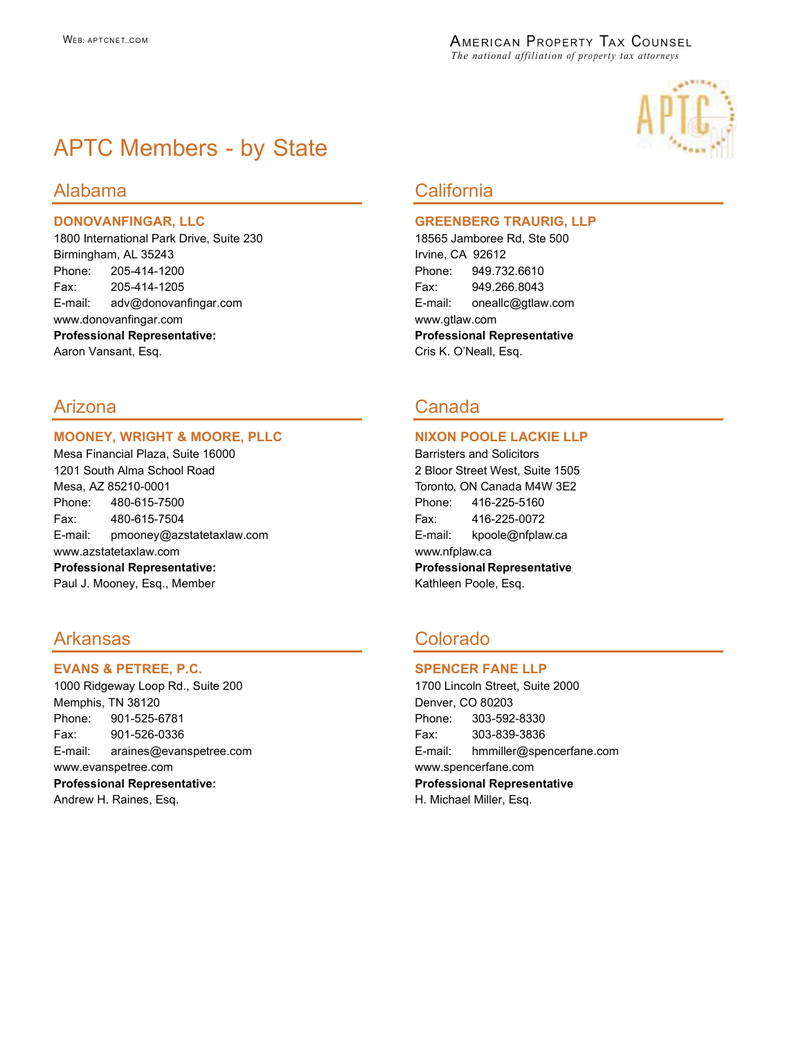# APTC Members - by State

## Alabama

### DONOVANFINGAR, LLC

1800 International Park Drive, Suite 230
Birmingham, AL 35243
Phone: 205-414-1200
Fax: 205-414-1205
E-mail: adv@donovanfingar.com
www.donovanfingar.com
**Professional Representative:**
Aaron Vansant, Esq.

## Arizona

### MOONEY, WRIGHT & MOORE, PLLC

Mesa Financial Plaza, Suite 16000
1201 South Alma School Road
Mesa, AZ 85210-0001
Phone: 480-615-7500
Fax: 480-615-7504
E-mail: pmooney@azstatetaxlaw.com
www.azstatetaxlaw.com
**Professional Representative:**
Paul J. Mooney, Esq., Member

## Arkansas

### EVANS & PETREE, P.C.

1000 Ridgeway Loop Rd., Suite 200
Memphis, TN 38120
Phone: 901-525-6781
Fax: 901-526-0336
E-mail: araines@evanspetree.com
www.evanspetree.com
**Professional Representative:**
Andrew H. Raines, Esq.

## California

### GREENBERG TRAURIG, LLP

18565 Jamboree Rd, Ste 500
Irvine, CA 92612
Phone: 949.732.6610
Fax: 949.266.8043
E-mail: oneallc@gtlaw.com
www.gtlaw.com
**Professional Representative**
Cris K. O'Neall, Esq.

## Canada

### NIXON POOLE LACKIE LLP

Barristers and Solicitors
2 Bloor Street West, Suite 1505
Toronto, ON Canada M4W 3E2
Phone: 416-225-5160
Fax: 416-225-0072
E-mail: kpoole@nfplaw.ca
www.nfplaw.ca
**Professional Representative**
Kathleen Poole, Esq.

## Colorado

### SPENCER FANE LLP

1700 Lincoln Street, Suite 2000
Denver, CO 80203
Phone: 303-592-8330
Fax: 303-839-3836
E-mail: hmmiller@spencerfane.com
www.spencerfane.com
**Professional Representative**
H. Michael Miller, Esq.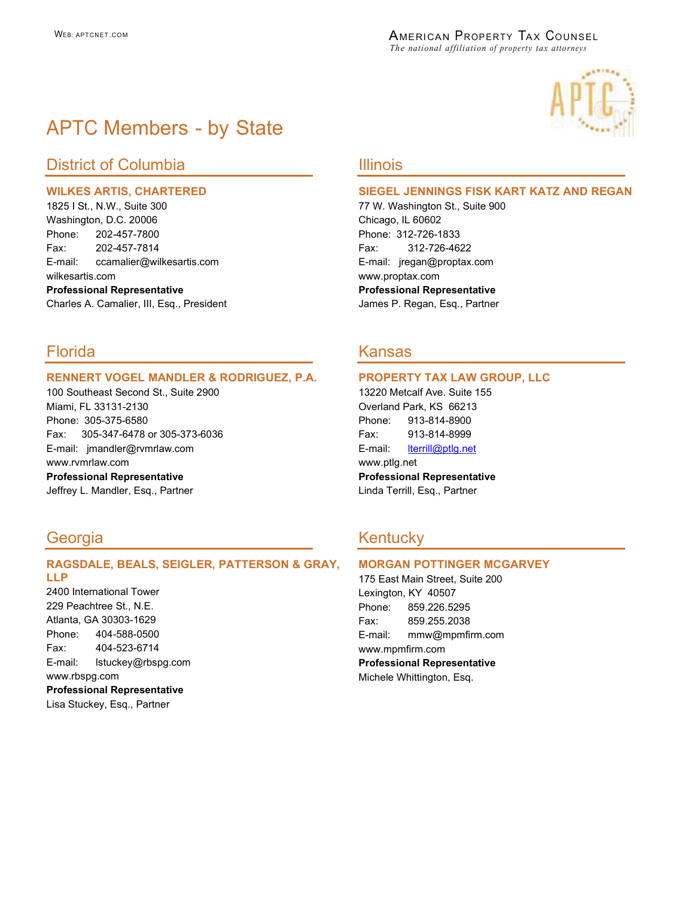# APTC Members - by State

## District of Columbia

### WILKES ARTIS, CHARTERED

1825 I St., N.W., Suite 300
Washington, D.C. 20006
Phone: 202-457-7800
Fax: 202-457-7814
E-mail: ccamalier@wilkesartis.com
wilkesartis.com
**Professional Representative**
Charles A. Camalier, III, Esq., President

## Florida

### RENNERT VOGEL MANDLER & RODRIGUEZ, P.A.

100 Southeast Second St., Suite 2900
Miami, FL 33131-2130
Phone: 305-375-6580
Fax: 305-347-6478 or 305-373-6036
E-mail: jmandler@rvmrlaw.com
www.rvmrlaw.com
**Professional Representative**
Jeffrey L. Mandler, Esq., Partner

## Georgia

### RAGSDALE, BEALS, SEIGLER, PATTERSON & GRAY, LLP

2400 International Tower
229 Peachtree St., N.E.
Atlanta, GA 30303-1629
Phone: 404-588-0500
Fax: 404-523-6714
E-mail: lstuckey@rbspg.com
www.rbspg.com
**Professional Representative**
Lisa Stuckey, Esq., Partner

## Illinois

### SIEGEL JENNINGS FISK KART KATZ AND REGAN

77 W. Washington St., Suite 900
Chicago, IL 60602
Phone: 312-726-1833
Fax: 312-726-4622
E-mail: jregan@proptax.com
www.proptax.com
**Professional Representative**
James P. Regan, Esq., Partner

## Kansas

### PROPERTY TAX LAW GROUP, LLC

13220 Metcalf Ave. Suite 155
Overland Park, KS 66213
Phone: 913-814-8900
Fax: 913-814-8999
E-mail: lterrill@ptlg.net
www.ptlg.net
**Professional Representative**
Linda Terrill, Esq., Partner

## Kentucky

### MORGAN POTTINGER MCGARVEY

175 East Main Street, Suite 200
Lexington, KY 40507
Phone: 859.226.5295
Fax: 859.255.2038
E-mail: mmw@mpmfirm.com
www.mpmfirm.com
**Professional Representative**
Michele Whittington, Esq.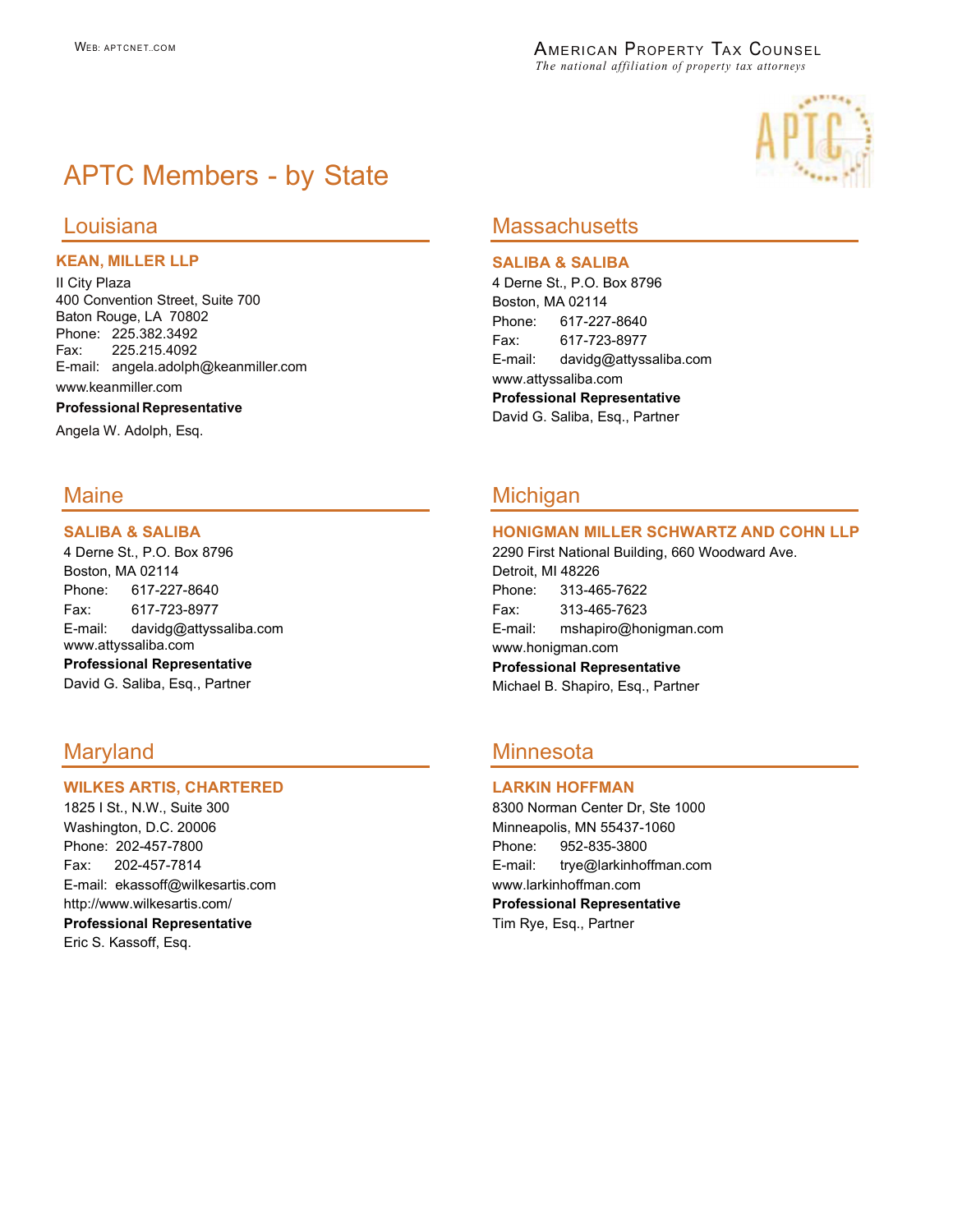# APTC Members - by State

## Louisiana

### KEAN, MILLER LLP

II City Plaza
400 Convention Street, Suite 700
Baton Rouge, LA 70802
Phone: 225.382.3492
Fax: 225.215.4092
E-mail: angela.adolph@keanmiller.com
www.keanmiller.com

**Professional Representative**

Angela W. Adolph, Esq.

## Maine

### SALIBA & SALIBA

4 Derne St., P.O. Box 8796
Boston, MA 02114
Phone: 617-227-8640
Fax: 617-723-8977
E-mail: davidg@attyssaliba.com
www.attyssaliba.com

**Professional Representative**

David G. Saliba, Esq., Partner

## Maryland

### WILKES ARTIS, CHARTERED

1825 I St., N.W., Suite 300
Washington, D.C. 20006
Phone: 202-457-7800
Fax: 202-457-7814
E-mail: ekassoff@wilkesartis.com
http://www.wilkesartis.com/

**Professional Representative**

Eric S. Kassoff, Esq.

## Massachusetts

### SALIBA & SALIBA

4 Derne St., P.O. Box 8796
Boston, MA 02114
Phone: 617-227-8640
Fax: 617-723-8977
E-mail: davidg@attyssaliba.com
www.attyssaliba.com

**Professional Representative**

David G. Saliba, Esq., Partner

## Michigan

### HONIGMAN MILLER SCHWARTZ AND COHN LLP

2290 First National Building, 660 Woodward Ave.
Detroit, MI 48226
Phone: 313-465-7622
Fax: 313-465-7623
E-mail: mshapiro@honigman.com
www.honigman.com

**Professional Representative**

Michael B. Shapiro, Esq., Partner

## Minnesota

### LARKIN HOFFMAN

8300 Norman Center Dr, Ste 1000
Minneapolis, MN 55437-1060
Phone: 952-835-3800
E-mail: trye@larkinhoffman.com
www.larkinhoffman.com

**Professional Representative**

Tim Rye, Esq., Partner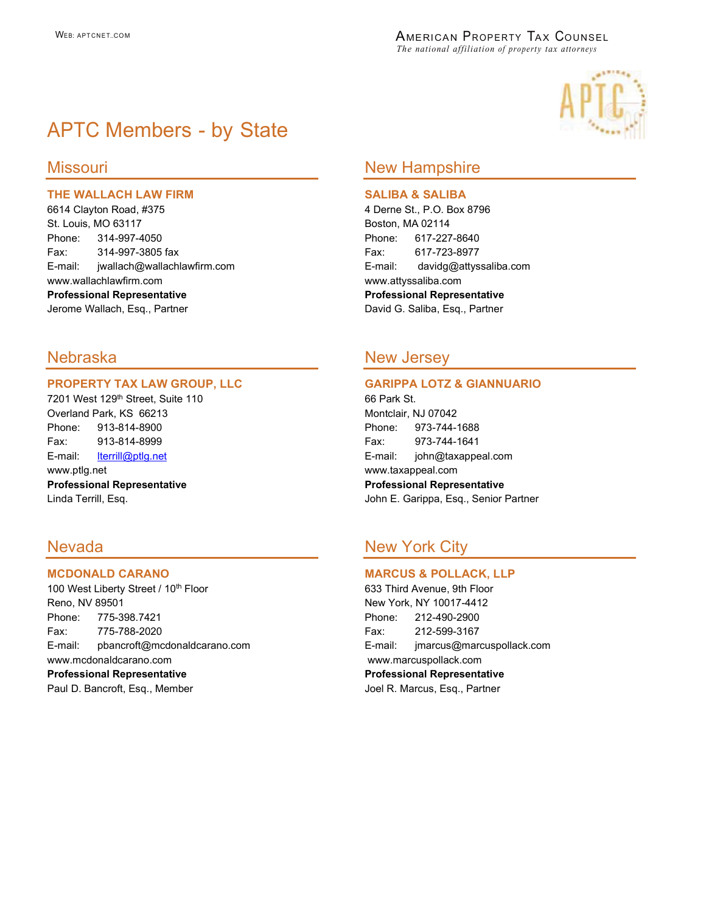# APTC Members - by State

## Missouri

**THE WALLACH LAW FIRM**
6614 Clayton Road, #375
St. Louis, MO 63117
Phone: 314-997-4050
Fax: 314-997-3805 fax
E-mail: jwallach@wallachlawfirm.com
www.wallachlawfirm.com
**Professional Representative**
Jerome Wallach, Esq., Partner

## Nebraska

**PROPERTY TAX LAW GROUP, LLC**
7201 West 129th Street, Suite 110
Overland Park, KS 66213
Phone: 913-814-8900
Fax: 913-814-8999
E-mail: lterrill@ptlg.net
www.ptlg.net
**Professional Representative**
Linda Terrill, Esq.

## Nevada

**MCDONALD CARANO**
100 West Liberty Street / 10th Floor
Reno, NV 89501
Phone: 775-398.7421
Fax: 775-788-2020
E-mail: pbancroft@mcdonaldcarano.com
www.mcdonaldcarano.com
**Professional Representative**
Paul D. Bancroft, Esq., Member

## New Hampshire

**SALIBA & SALIBA**
4 Derne St., P.O. Box 8796
Boston, MA 02114
Phone: 617-227-8640
Fax: 617-723-8977
E-mail: davidg@attyssaliba.com
www.attyssaliba.com
**Professional Representative**
David G. Saliba, Esq., Partner

## New Jersey

**GARIPPA LOTZ & GIANNUARIO**
66 Park St.
Montclair, NJ 07042
Phone: 973-744-1688
Fax: 973-744-1641
E-mail: john@taxappeal.com
www.taxappeal.com
**Professional Representative**
John E. Garippa, Esq., Senior Partner

## New York City

**MARCUS & POLLACK, LLP**
633 Third Avenue, 9th Floor
New York, NY 10017-4412
Phone: 212-490-2900
Fax: 212-599-3167
E-mail: jmarcus@marcuspollack.com
www.marcuspollack.com
**Professional Representative**
Joel R. Marcus, Esq., Partner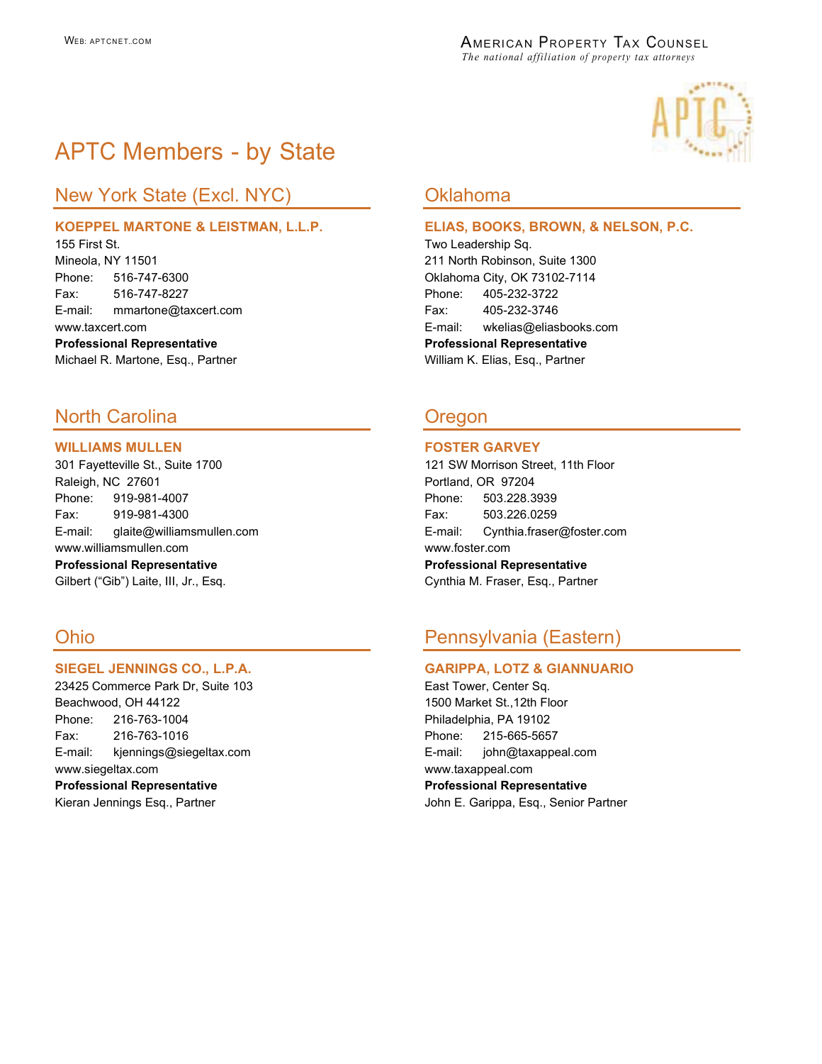# APTC Members - by State

## New York State (Excl. NYC)

**KOEPPEL MARTONE & LEISTMAN, L.L.P.**

155 First St.
Mineola, NY 11501
Phone: 516-747-6300
Fax: 516-747-8227
E-mail: mmartone@taxcert.com
www.taxcert.com

**Professional Representative**
Michael R. Martone, Esq., Partner

## North Carolina

**WILLIAMS MULLEN**

301 Fayetteville St., Suite 1700
Raleigh, NC 27601
Phone: 919-981-4007
Fax: 919-981-4300
E-mail: glaite@williamsmullen.com
www.williamsmullen.com

**Professional Representative**
Gilbert ("Gib") Laite, III, Jr., Esq.

## Ohio

**SIEGEL JENNINGS CO., L.P.A.**

23425 Commerce Park Dr, Suite 103
Beachwood, OH 44122
Phone: 216-763-1004
Fax: 216-763-1016
E-mail: kjennings@siegeltax.com
www.siegeltax.com

**Professional Representative**
Kieran Jennings Esq., Partner

## Oklahoma

**ELIAS, BOOKS, BROWN, & NELSON, P.C.**

Two Leadership Sq.
211 North Robinson, Suite 1300
Oklahoma City, OK 73102-7114
Phone: 405-232-3722
Fax: 405-232-3746
E-mail: wkelias@eliasbooks.com

**Professional Representative**
William K. Elias, Esq., Partner

## Oregon

**FOSTER GARVEY**

121 SW Morrison Street, 11th Floor
Portland, OR 97204
Phone: 503.228.3939
Fax: 503.226.0259
E-mail: Cynthia.fraser@foster.com
www.foster.com

**Professional Representative**
Cynthia M. Fraser, Esq., Partner

## Pennsylvania (Eastern)

**GARIPPA, LOTZ & GIANNUARIO**

East Tower, Center Sq.
1500 Market St.,12th Floor
Philadelphia, PA 19102
Phone: 215-665-5657
E-mail: john@taxappeal.com
www.taxappeal.com

**Professional Representative**
John E. Garippa, Esq., Senior Partner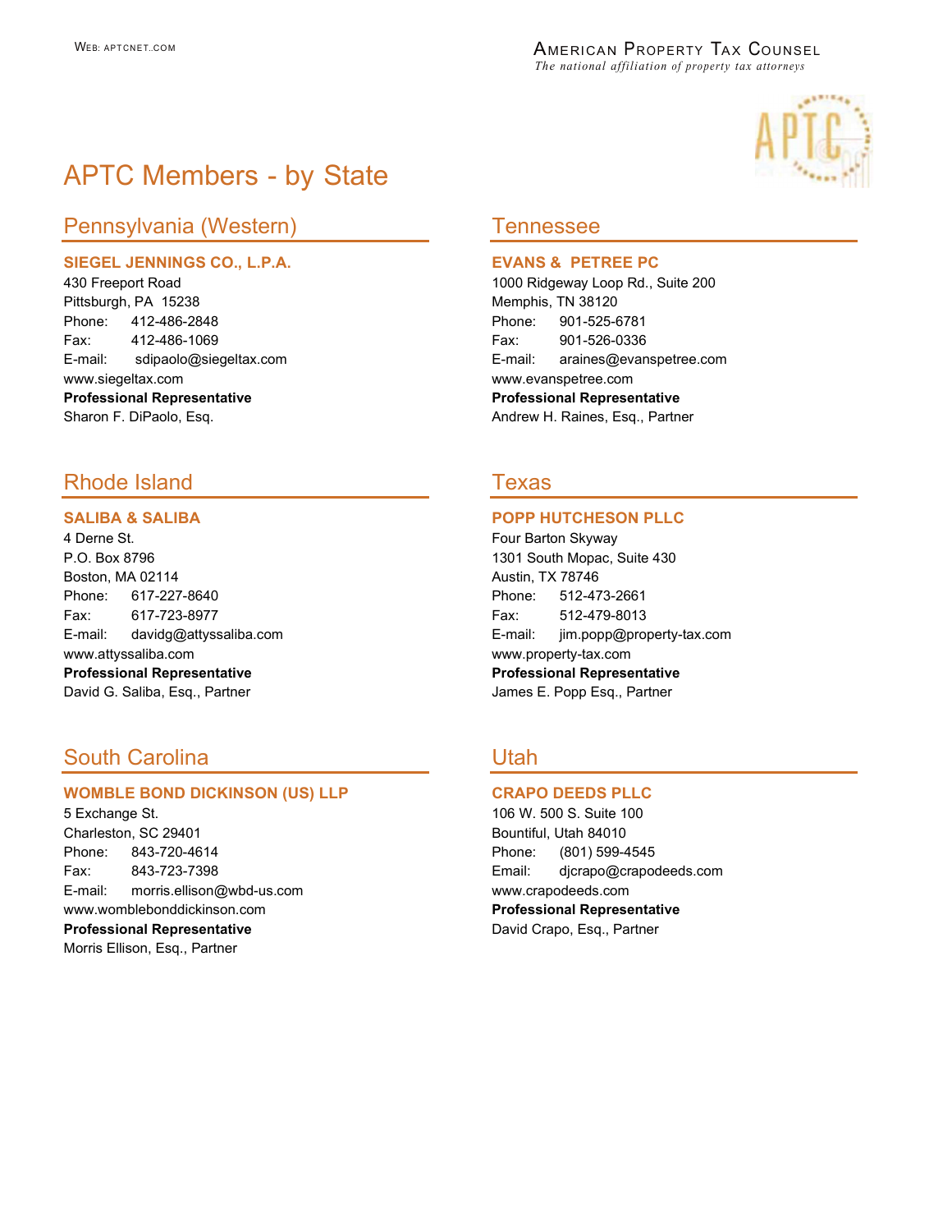# APTC Members - by State

## Pennsylvania (Western)

**SIEGEL JENNINGS CO., L.P.A.**
430 Freeport Road
Pittsburgh, PA 15238
Phone: 412-486-2848
Fax: 412-486-1069
E-mail: sdipaolo@siegeltax.com
www.siegeltax.com
**Professional Representative**
Sharon F. DiPaolo, Esq.

## Rhode Island

**SALIBA & SALIBA**
4 Derne St.
P.O. Box 8796
Boston, MA 02114
Phone: 617-227-8640
Fax: 617-723-8977
E-mail: davidg@attyssaliba.com
www.attyssaliba.com
**Professional Representative**
David G. Saliba, Esq., Partner

## South Carolina

**WOMBLE BOND DICKINSON (US) LLP**
5 Exchange St.
Charleston, SC 29401
Phone: 843-720-4614
Fax: 843-723-7398
E-mail: morris.ellison@wbd-us.com
www.womblebonddickinson.com
**Professional Representative**
Morris Ellison, Esq., Partner

## Tennessee

**EVANS & PETREE PC**
1000 Ridgeway Loop Rd., Suite 200
Memphis, TN 38120
Phone: 901-525-6781
Fax: 901-526-0336
E-mail: araines@evanspetree.com
www.evanspetree.com
**Professional Representative**
Andrew H. Raines, Esq., Partner

## Texas

**POPP HUTCHESON PLLC**
Four Barton Skyway
1301 South Mopac, Suite 430
Austin, TX 78746
Phone: 512-473-2661
Fax: 512-479-8013
E-mail: jim.popp@property-tax.com
www.property-tax.com
**Professional Representative**
James E. Popp Esq., Partner

## Utah

**CRAPO DEEDS PLLC**
106 W. 500 S. Suite 100
Bountiful, Utah 84010
Phone: (801) 599-4545
Email: djcrapo@crapodeeds.com
www.crapodeeds.com
**Professional Representative**
David Crapo, Esq., Partner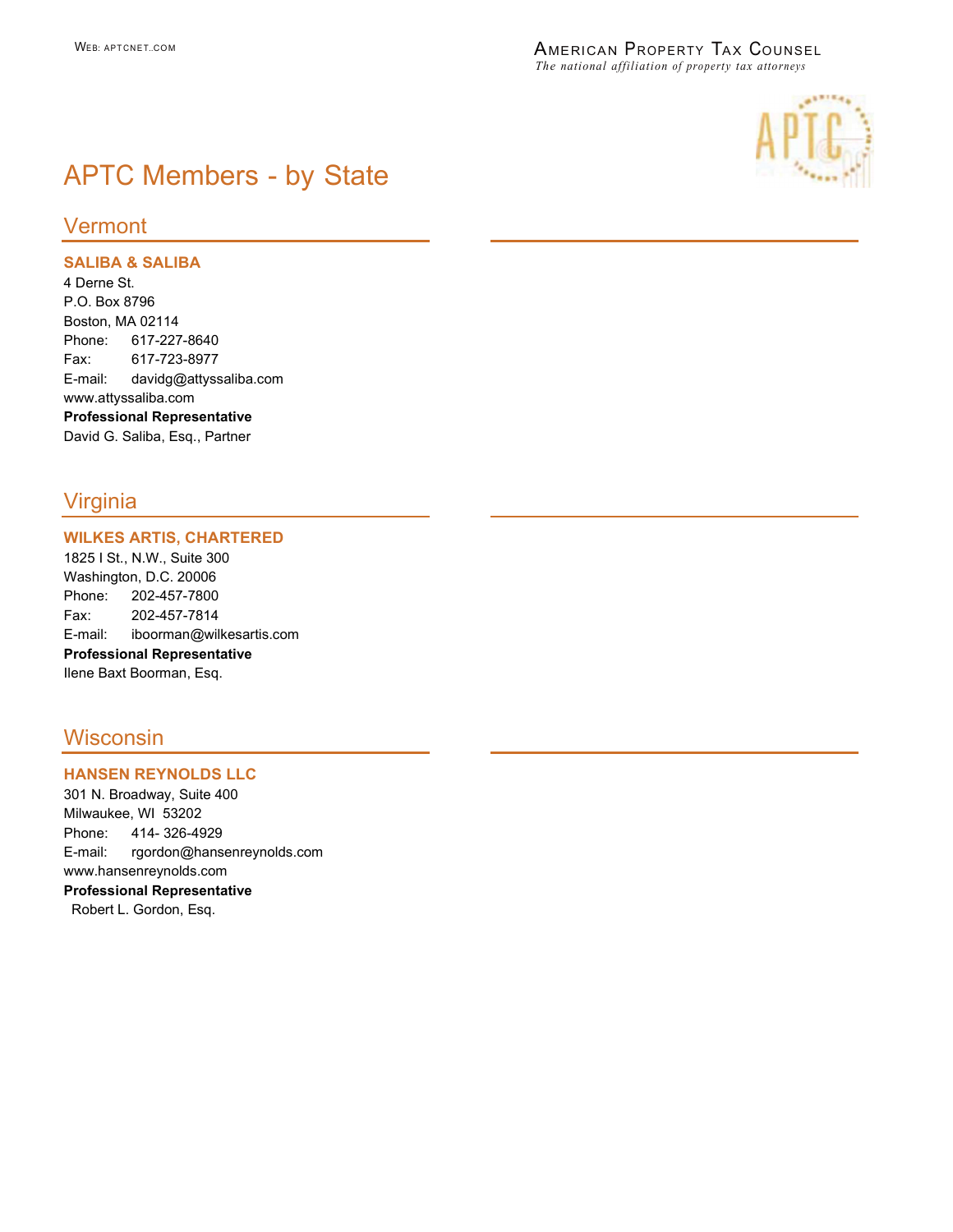# APTC Members - by State

## Vermont

**SALIBA & SALIBA**
4 Derne St.
P.O. Box 8796
Boston, MA 02114
Phone: 617-227-8640
Fax: 617-723-8977
E-mail: davidg@attyssaliba.com
www.attyssaliba.com
**Professional Representative**
David G. Saliba, Esq., Partner

## Virginia

**WILKES ARTIS, CHARTERED**
1825 I St., N.W., Suite 300
Washington, D.C. 20006
Phone: 202-457-7800
Fax: 202-457-7814
E-mail: iboorman@wilkesartis.com
**Professional Representative**
Ilene Baxt Boorman, Esq.

## Wisconsin

**HANSEN REYNOLDS LLC**
301 N. Broadway, Suite 400
Milwaukee, WI 53202
Phone: 414- 326-4929
E-mail: rgordon@hansenreynolds.com
www.hansenreynolds.com
**Professional Representative**
Robert L. Gordon, Esq.